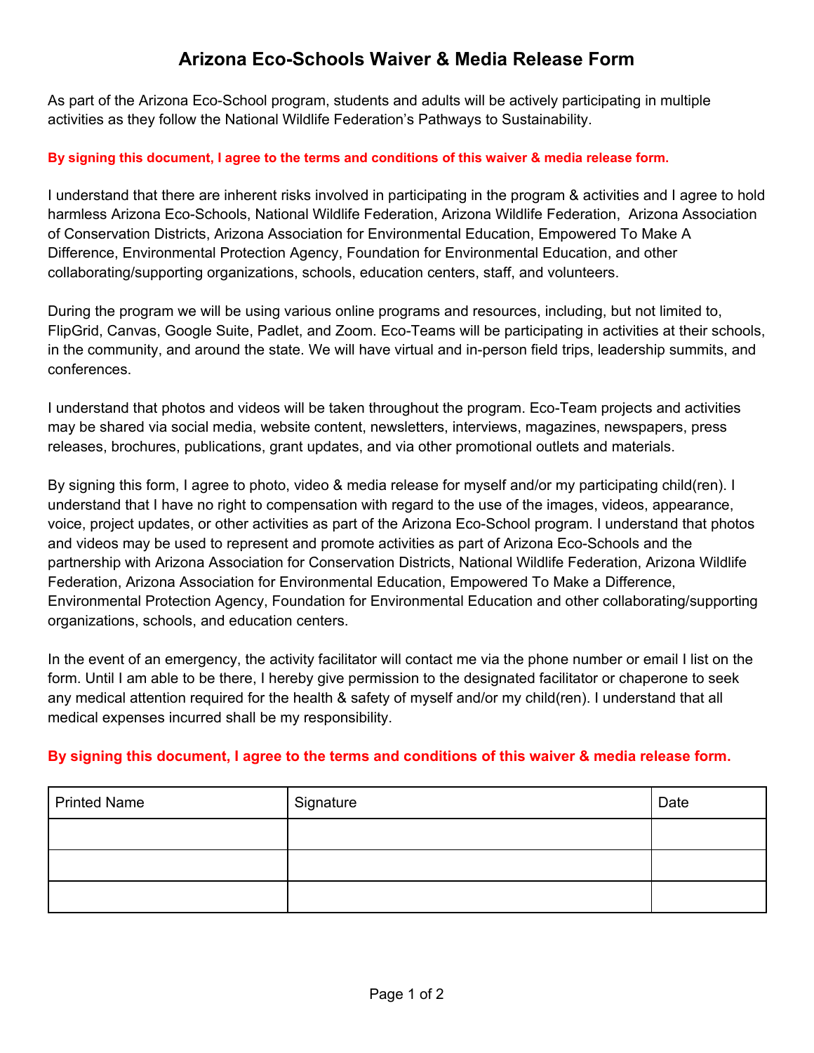# Arizona Eco-Schools Waiver & Media Release Form

As part of the Arizona Eco-School program, students and adults will be actively participating in multiple activities as they follow the National Wildlife Federation's Pathways to Sustainability.

**By signing this document, I agree to the terms and conditions of this waiver & media release form.**

I understand that there are inherent risks involved in participating in the program & activities and I agree to hold harmless Arizona Eco-Schools, National Wildlife Federation, Arizona Wildlife Federation, Arizona Association of Conservation Districts, Arizona Association for Environmental Education, Empowered To Make A Difference, Environmental Protection Agency, Foundation for Environmental Education, and other collaborating/supporting organizations, schools, education centers, staff, and volunteers.

During the program we will be using various online programs and resources, including, but not limited to, FlipGrid, Canvas, Google Suite, Padlet, and Zoom. Eco-Teams will be participating in activities at their schools, in the community, and around the state. We will have virtual and in-person field trips, leadership summits, and conferences.

I understand that photos and videos will be taken throughout the program. Eco-Team projects and activities may be shared via social media, website content, newsletters, interviews, magazines, newspapers, press releases, brochures, publications, grant updates, and via other promotional outlets and materials.

By signing this form, I agree to photo, video & media release for myself and/or my participating child(ren). I understand that I have no right to compensation with regard to the use of the images, videos, appearance, voice, project updates, or other activities as part of the Arizona Eco-School program. I understand that photos and videos may be used to represent and promote activities as part of Arizona Eco-Schools and the partnership with Arizona Association for Conservation Districts, National Wildlife Federation, Arizona Wildlife Federation, Arizona Association for Environmental Education, Empowered To Make a Difference, Environmental Protection Agency, Foundation for Environmental Education and other collaborating/supporting organizations, schools, and education centers.

In the event of an emergency, the activity facilitator will contact me via the phone number or email I list on the form. Until I am able to be there, I hereby give permission to the designated facilitator or chaperone to seek any medical attention required for the health & safety of myself and/or my child(ren). I understand that all medical expenses incurred shall be my responsibility.

**By signing this document, I agree to the terms and conditions of this waiver & media release form.**

| Printed Name | Signature | Date |
|---|---|---|
| | | |
| | | |
| | | |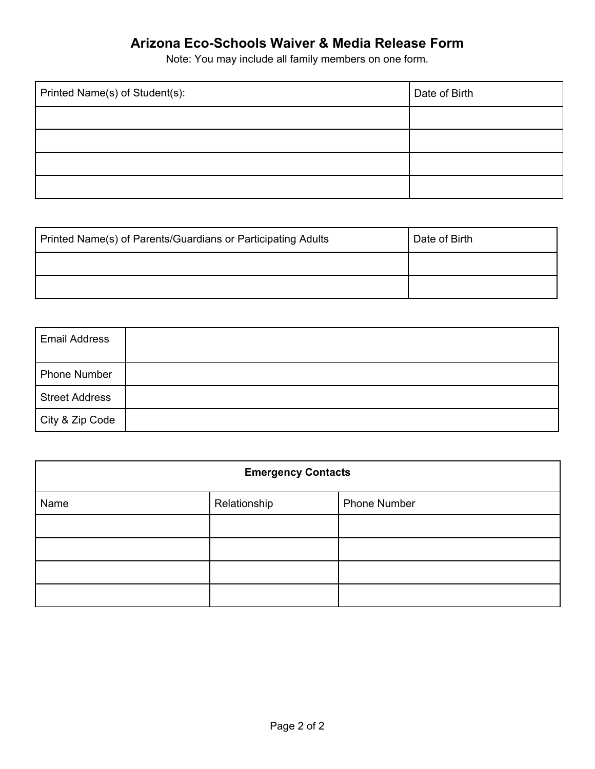# Arizona Eco-Schools Waiver & Media Release Form

Note: You may include all family members on one form.

| Printed Name(s) of Student(s): | Date of Birth |
|---|---|
| | |
| | |
| | |
| | |

| Printed Name(s) of Parents/Guardians or Participating Adults | Date of Birth |
|---|---|
| | |
| | |

| | |
|---|---|
| Email Address | |
| Phone Number | |
| Street Address | |
| City & Zip Code | |

| **Emergency Contacts** | | |
|---|---|---|
| Name | Relationship | Phone Number |
| | | |
| | | |
| | | |
| | | |